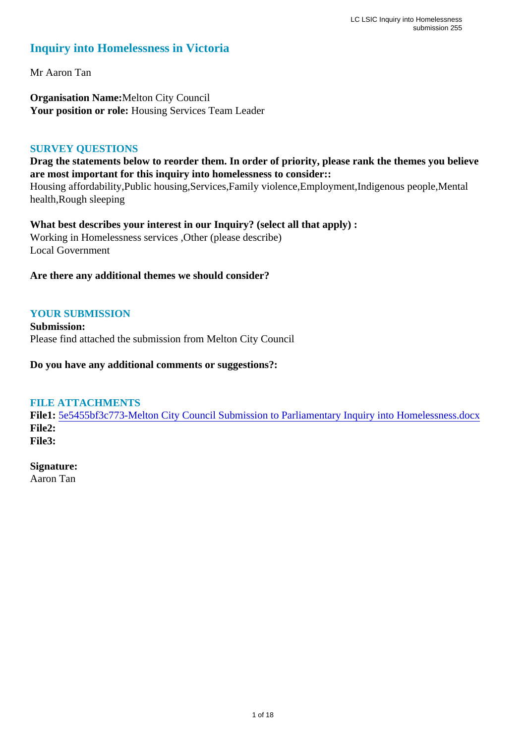# Inquiry into Homelessness in Victoria

Mr Aaron Tan

**Organisation Name:** Melton City Council
**Your position or role:** Housing Services Team Leader

## SURVEY QUESTIONS

**Drag the statements below to reorder them. In order of priority, please rank the themes you believe are most important for this inquiry into homelessness to consider::**
Housing affordability,Public housing,Services,Family violence,Employment,Indigenous people,Mental health,Rough sleeping

**What best describes your interest in our Inquiry? (select all that apply) :**
Working in Homelessness services ,Other (please describe)
Local Government

**Are there any additional themes we should consider?**

## YOUR SUBMISSION

**Submission:**
Please find attached the submission from Melton City Council

**Do you have any additional comments or suggestions?:**

## FILE ATTACHMENTS

**File1:** 5e5455bf3c773-Melton City Council Submission to Parliamentary Inquiry into Homelessness.docx
**File2:**
**File3:**

**Signature:**
Aaron Tan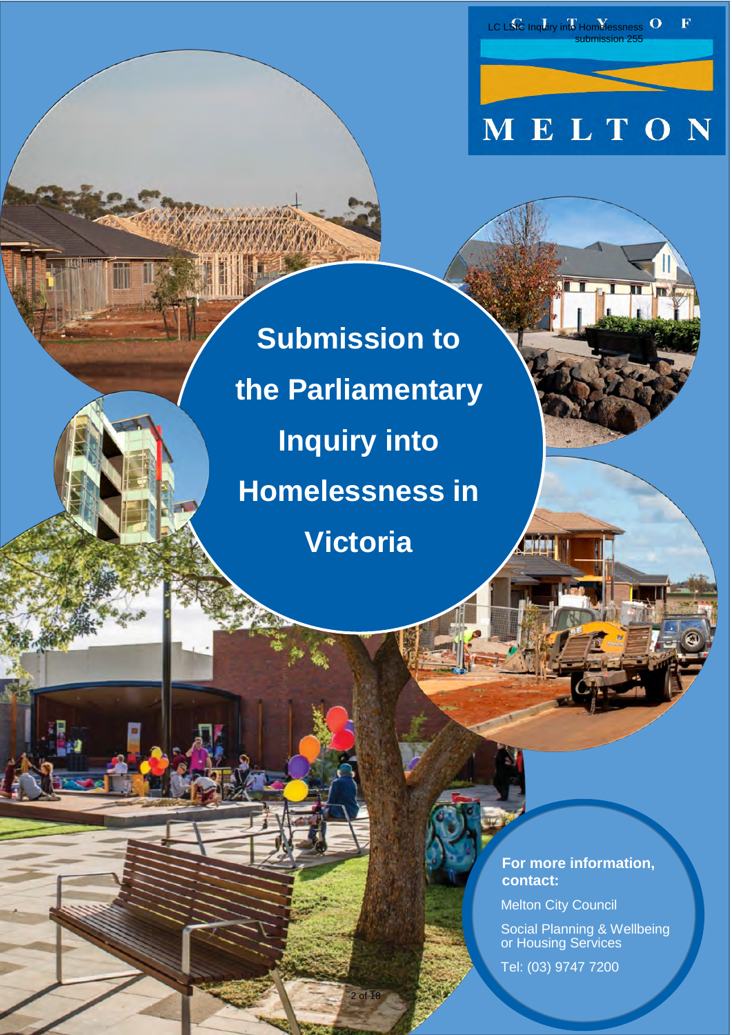# Submission to the Parliamentary Inquiry into Homelessness in Victoria

**For more information, contact:**

Melton City Council

Social Planning & Wellbeing or Housing Services

Tel: (03) 9747 7200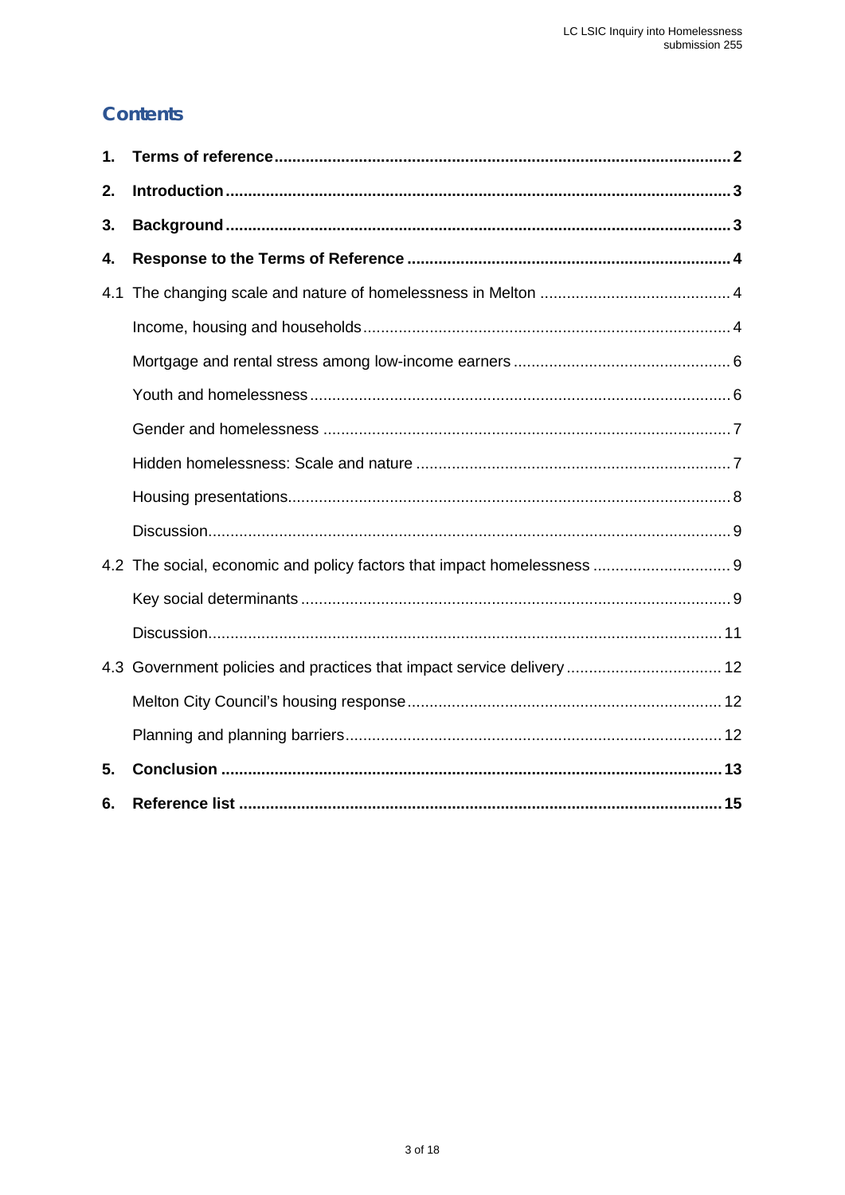## Contents

| | | |
|---|---|---|
| **1.** | **Terms of reference** | **2** |
| **2.** | **Introduction** | **3** |
| **3.** | **Background** | **3** |
| **4.** | **Response to the Terms of Reference** | **4** |
| 4.1 | The changing scale and nature of homelessness in Melton | 4 |
| | Income, housing and households | 4 |
| | Mortgage and rental stress among low-income earners | 6 |
| | Youth and homelessness | 6 |
| | Gender and homelessness | 7 |
| | Hidden homelessness: Scale and nature | 7 |
| | Housing presentations | 8 |
| | Discussion | 9 |
| 4.2 | The social, economic and policy factors that impact homelessness | 9 |
| | Key social determinants | 9 |
| | Discussion | 11 |
| 4.3 | Government policies and practices that impact service delivery | 12 |
| | Melton City Council's housing response | 12 |
| | Planning and planning barriers | 12 |
| **5.** | **Conclusion** | **13** |
| **6.** | **Reference list** | **15** |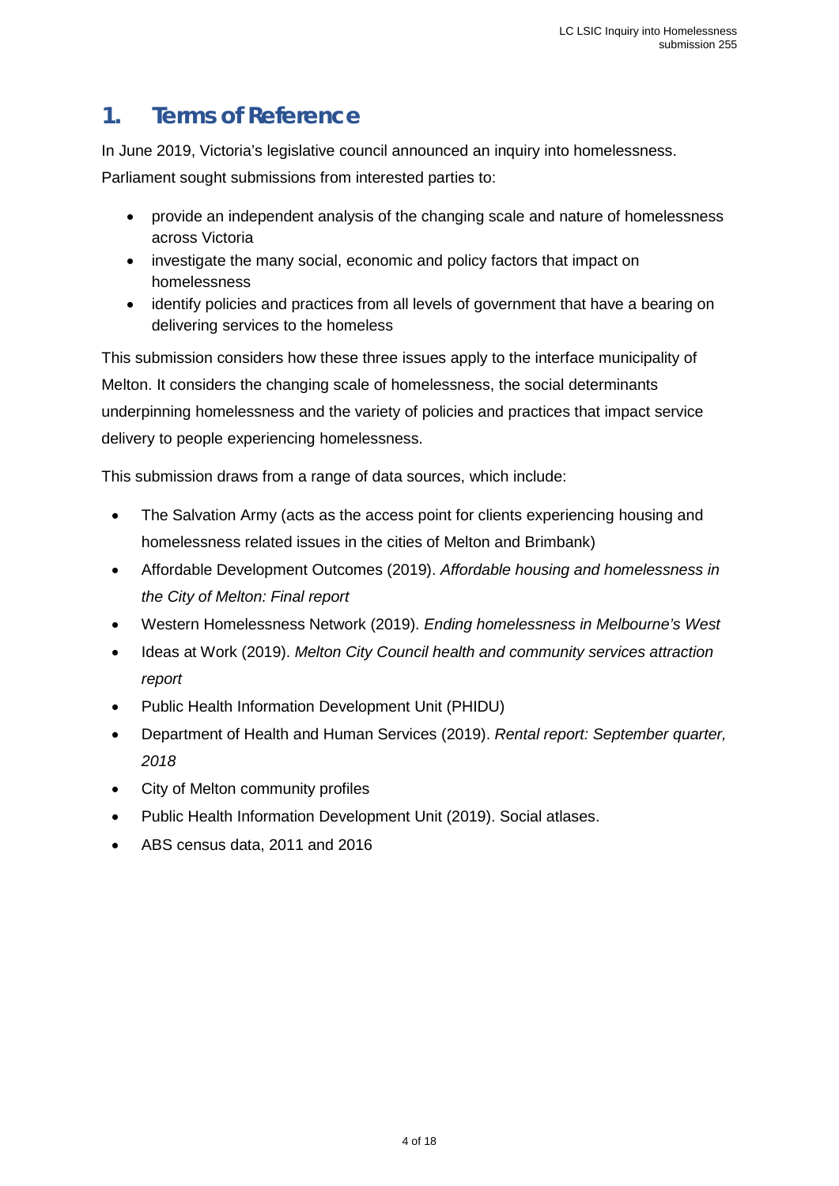## 1. Terms of Reference

In June 2019, Victoria's legislative council announced an inquiry into homelessness. Parliament sought submissions from interested parties to:

- provide an independent analysis of the changing scale and nature of homelessness across Victoria
- investigate the many social, economic and policy factors that impact on homelessness
- identify policies and practices from all levels of government that have a bearing on delivering services to the homeless

This submission considers how these three issues apply to the interface municipality of Melton. It considers the changing scale of homelessness, the social determinants underpinning homelessness and the variety of policies and practices that impact service delivery to people experiencing homelessness.

This submission draws from a range of data sources, which include:

- The Salvation Army (acts as the access point for clients experiencing housing and homelessness related issues in the cities of Melton and Brimbank)
- Affordable Development Outcomes (2019). *Affordable housing and homelessness in the City of Melton: Final report*
- Western Homelessness Network (2019). *Ending homelessness in Melbourne's West*
- Ideas at Work (2019). *Melton City Council health and community services attraction report*
- Public Health Information Development Unit (PHIDU)
- Department of Health and Human Services (2019). *Rental report: September quarter, 2018*
- City of Melton community profiles
- Public Health Information Development Unit (2019). Social atlases.
- ABS census data, 2011 and 2016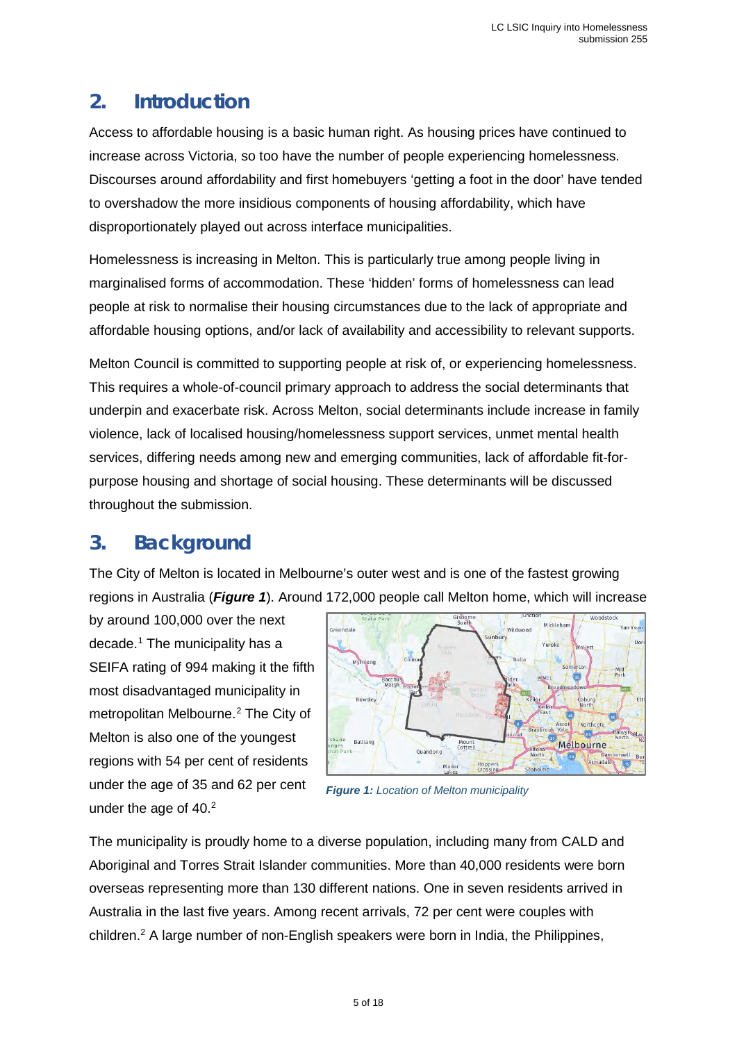## 2. Introduction

Access to affordable housing is a basic human right. As housing prices have continued to increase across Victoria, so too have the number of people experiencing homelessness. Discourses around affordability and first homebuyers 'getting a foot in the door' have tended to overshadow the more insidious components of housing affordability, which have disproportionately played out across interface municipalities.

Homelessness is increasing in Melton. This is particularly true among people living in marginalised forms of accommodation. These 'hidden' forms of homelessness can lead people at risk to normalise their housing circumstances due to the lack of appropriate and affordable housing options, and/or lack of availability and accessibility to relevant supports.

Melton Council is committed to supporting people at risk of, or experiencing homelessness. This requires a whole-of-council primary approach to address the social determinants that underpin and exacerbate risk. Across Melton, social determinants include increase in family violence, lack of localised housing/homelessness support services, unmet mental health services, differing needs among new and emerging communities, lack of affordable fit-for-purpose housing and shortage of social housing. These determinants will be discussed throughout the submission.

## 3. Background

The City of Melton is located in Melbourne's outer west and is one of the fastest growing regions in Australia (***Figure 1***). Around 172,000 people call Melton home, which will increase by around 100,000 over the next decade.[1] The municipality has a SEIFA rating of 994 making it the fifth most disadvantaged municipality in metropolitan Melbourne.[2] The City of Melton is also one of the youngest regions with 54 per cent of residents under the age of 35 and 62 per cent under the age of 40.[2]

***Figure 1:*** *Location of Melton municipality*

The municipality is proudly home to a diverse population, including many from CALD and Aboriginal and Torres Strait Islander communities. More than 40,000 residents were born overseas representing more than 130 different nations. One in seven residents arrived in Australia in the last five years. Among recent arrivals, 72 per cent were couples with children.[2] A large number of non-English speakers were born in India, the Philippines,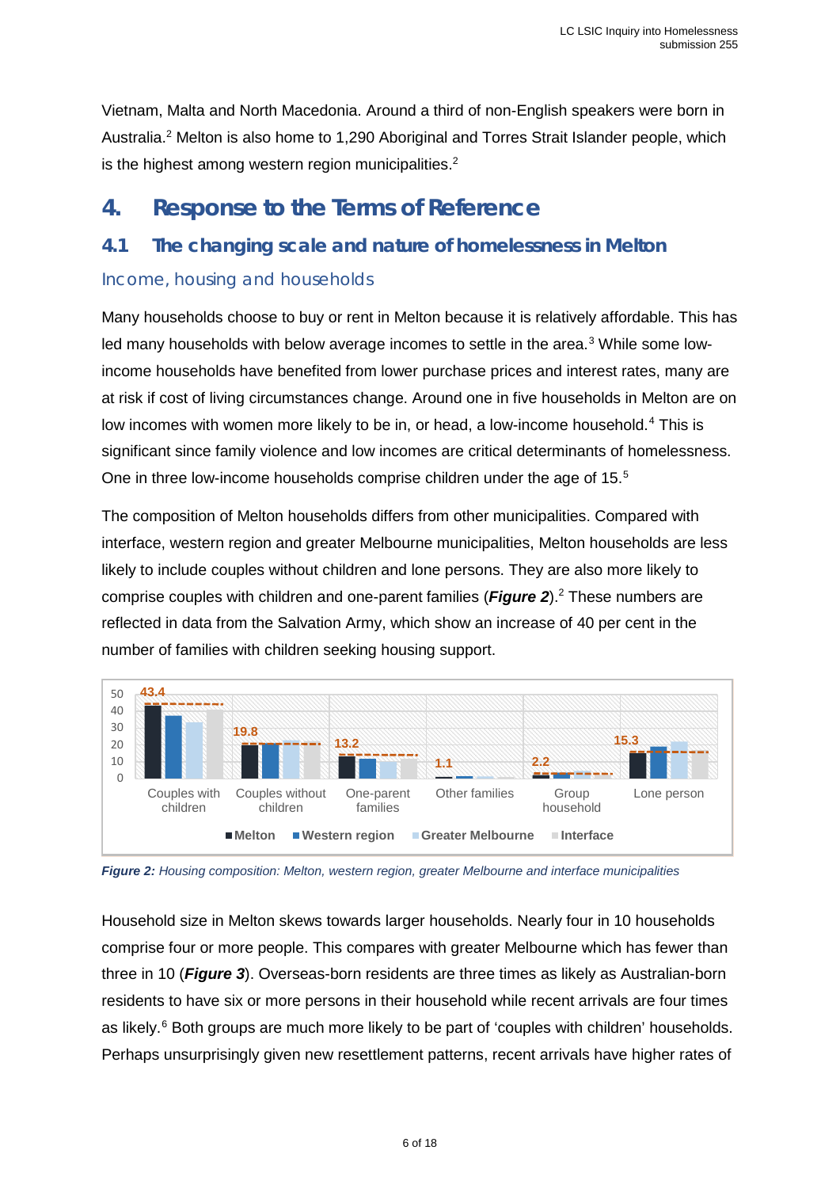Vietnam, Malta and North Macedonia. Around a third of non-English speakers were born in Australia.[2] Melton is also home to 1,290 Aboriginal and Torres Strait Islander people, which is the highest among western region municipalities.[2]

# 4. Response to the Terms of Reference

## 4.1 The changing scale and nature of homelessness in Melton

### Income, housing and households

Many households choose to buy or rent in Melton because it is relatively affordable. This has led many households with below average incomes to settle in the area.[3] While some low-income households have benefited from lower purchase prices and interest rates, many are at risk if cost of living circumstances change. Around one in five households in Melton are on low incomes with women more likely to be in, or head, a low-income household.[4] This is significant since family violence and low incomes are critical determinants of homelessness. One in three low-income households comprise children under the age of 15.[5]

The composition of Melton households differs from other municipalities. Compared with interface, western region and greater Melbourne municipalities, Melton households are less likely to include couples without children and lone persons. They are also more likely to comprise couples with children and one-parent families (***Figure 2***).[2] These numbers are reflected in data from the Salvation Army, which show an increase of 40 per cent in the number of families with children seeking housing support.

| | Couples with children | Couples without children | One-parent families | Other families | Group household | Lone person |
|---|---|---|---|---|---|---|
| Melton | 43.4 | 19.8 | 13.2 | 1.1 | 2.2 | 15.3 |

Legend: Melton, Western region, Greater Melbourne, Interface

***Figure 2:*** *Housing composition: Melton, western region, greater Melbourne and interface municipalities*

Household size in Melton skews towards larger households. Nearly four in 10 households comprise four or more people. This compares with greater Melbourne which has fewer than three in 10 (***Figure 3***). Overseas-born residents are three times as likely as Australian-born residents to have six or more persons in their household while recent arrivals are four times as likely.[6] Both groups are much more likely to be part of 'couples with children' households. Perhaps unsurprisingly given new resettlement patterns, recent arrivals have higher rates of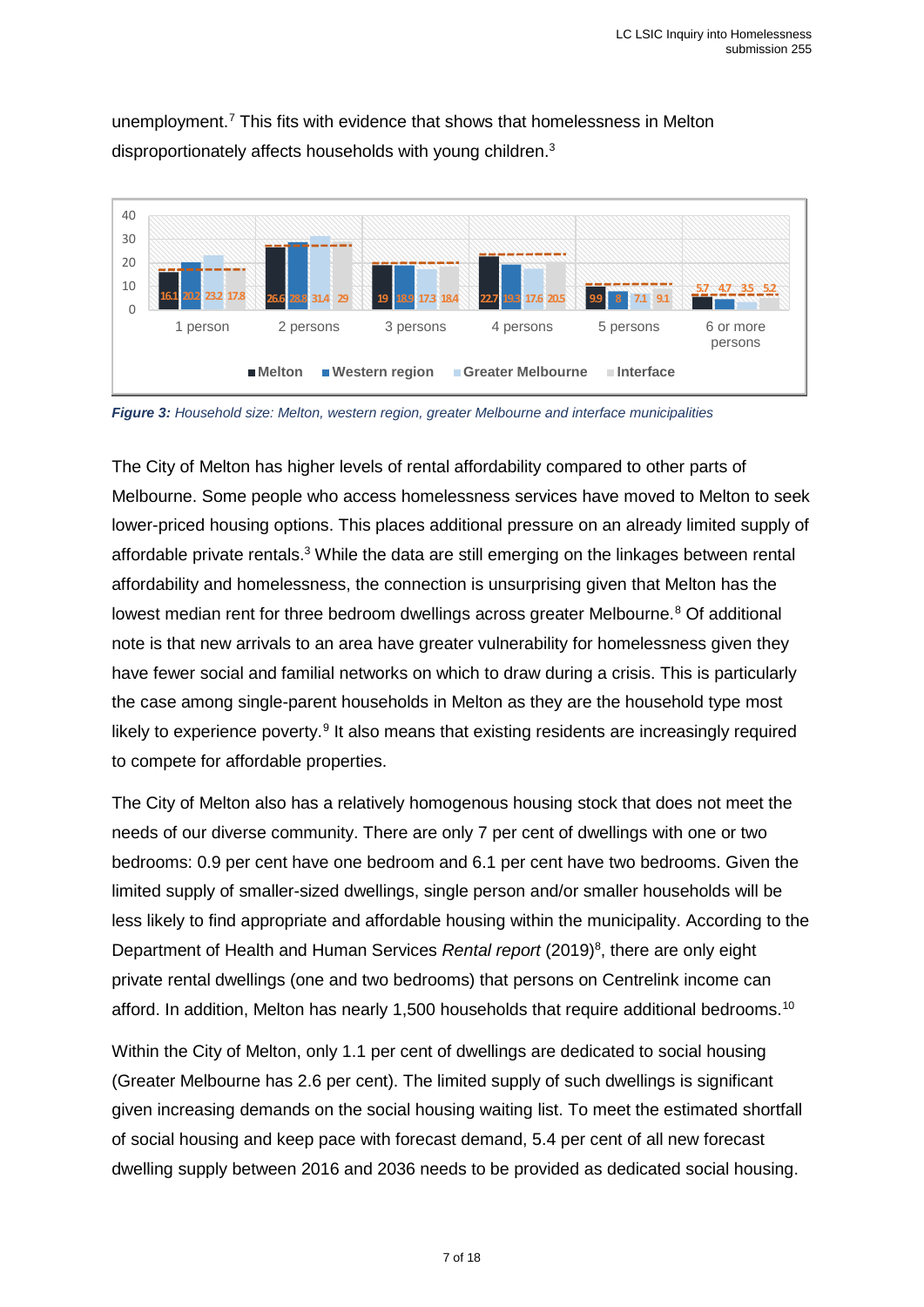unemployment.[7] This fits with evidence that shows that homelessness in Melton disproportionately affects households with young children.[3]

| Household size | Melton | Western region | Greater Melbourne | Interface |
|---|---|---|---|---|
| 1 person | 16.1 | 20.2 | 23.2 | 17.8 |
| 2 persons | 26.6 | 28.8 | 31.4 | 29 |
| 3 persons | 19 | 18.9 | 17.3 | 18.4 |
| 4 persons | 22.7 | 19.3 | 17.6 | 20.5 |
| 5 persons | 9.9 | 8 | 7.1 | 9.1 |
| 6 or more persons | 5.7 | 4.7 | 3.5 | 5.2 |

***Figure 3:*** *Household size: Melton, western region, greater Melbourne and interface municipalities*

The City of Melton has higher levels of rental affordability compared to other parts of Melbourne. Some people who access homelessness services have moved to Melton to seek lower-priced housing options. This places additional pressure on an already limited supply of affordable private rentals.[3] While the data are still emerging on the linkages between rental affordability and homelessness, the connection is unsurprising given that Melton has the lowest median rent for three bedroom dwellings across greater Melbourne.[8] Of additional note is that new arrivals to an area have greater vulnerability for homelessness given they have fewer social and familial networks on which to draw during a crisis. This is particularly the case among single-parent households in Melton as they are the household type most likely to experience poverty.[9] It also means that existing residents are increasingly required to compete for affordable properties.

The City of Melton also has a relatively homogenous housing stock that does not meet the needs of our diverse community. There are only 7 per cent of dwellings with one or two bedrooms: 0.9 per cent have one bedroom and 6.1 per cent have two bedrooms. Given the limited supply of smaller-sized dwellings, single person and/or smaller households will be less likely to find appropriate and affordable housing within the municipality. According to the Department of Health and Human Services *Rental report* (2019)[8], there are only eight private rental dwellings (one and two bedrooms) that persons on Centrelink income can afford. In addition, Melton has nearly 1,500 households that require additional bedrooms.[10]

Within the City of Melton, only 1.1 per cent of dwellings are dedicated to social housing (Greater Melbourne has 2.6 per cent). The limited supply of such dwellings is significant given increasing demands on the social housing waiting list. To meet the estimated shortfall of social housing and keep pace with forecast demand, 5.4 per cent of all new forecast dwelling supply between 2016 and 2036 needs to be provided as dedicated social housing.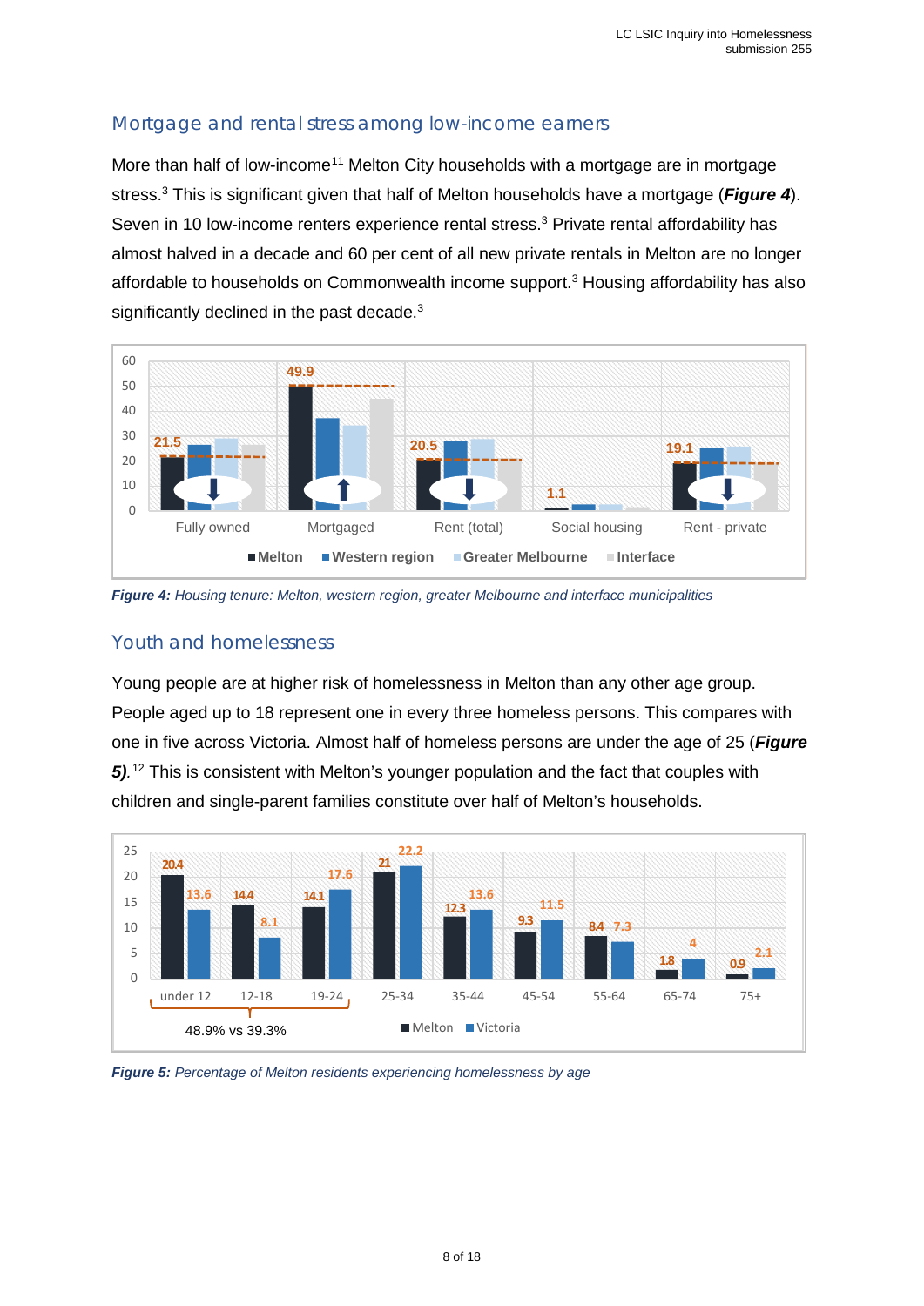## Mortgage and rental stress among low-income earners

More than half of low-income[11] Melton City households with a mortgage are in mortgage stress.[3] This is significant given that half of Melton households have a mortgage (***Figure 4***). Seven in 10 low-income renters experience rental stress.[3] Private rental affordability has almost halved in a decade and 60 per cent of all new private rentals in Melton are no longer affordable to households on Commonwealth income support.[3] Housing affordability has also significantly declined in the past decade.[3]

***Figure 4:*** *Housing tenure: Melton, western region, greater Melbourne and interface municipalities*

## Youth and homelessness

Young people are at higher risk of homelessness in Melton than any other age group. People aged up to 18 represent one in every three homeless persons. This compares with one in five across Victoria. Almost half of homeless persons are under the age of 25 (***Figure 5).***[12] This is consistent with Melton's younger population and the fact that couples with children and single-parent families constitute over half of Melton's households.

***Figure 5:*** *Percentage of Melton residents experiencing homelessness by age*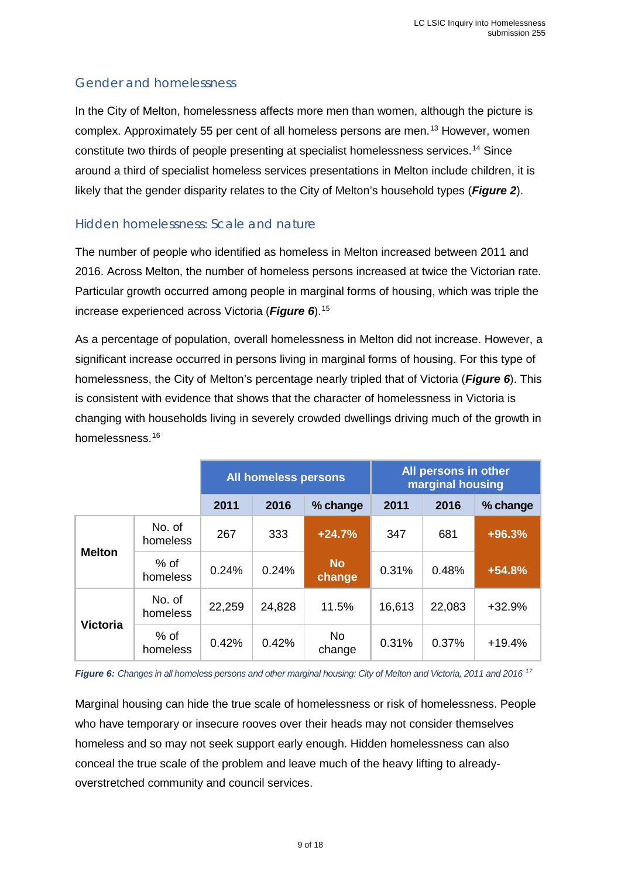## Gender and homelessness

In the City of Melton, homelessness affects more men than women, although the picture is complex. Approximately 55 per cent of all homeless persons are men.[13] However, women constitute two thirds of people presenting at specialist homelessness services.[14] Since around a third of specialist homeless services presentations in Melton include children, it is likely that the gender disparity relates to the City of Melton's household types (***Figure 2***).

## Hidden homelessness: Scale and nature

The number of people who identified as homeless in Melton increased between 2011 and 2016. Across Melton, the number of homeless persons increased at twice the Victorian rate. Particular growth occurred among people in marginal forms of housing, which was triple the increase experienced across Victoria (***Figure 6***).[15]

As a percentage of population, overall homelessness in Melton did not increase. However, a significant increase occurred in persons living in marginal forms of housing. For this type of homelessness, the City of Melton's percentage nearly tripled that of Victoria (***Figure 6***). This is consistent with evidence that shows that the character of homelessness in Victoria is changing with households living in severely crowded dwellings driving much of the growth in homelessness.[16]

| | | All homeless persons | | | All persons in other marginal housing | | |
|---|---|---|---|---|---|---|---|
| | | **2011** | **2016** | **% change** | **2011** | **2016** | **% change** |
| **Melton** | No. of homeless | 267 | 333 | **+24.7%** | 347 | 681 | **+96.3%** |
| | % of homeless | 0.24% | 0.24% | **No change** | 0.31% | 0.48% | **+54.8%** |
| **Victoria** | No. of homeless | 22,259 | 24,828 | 11.5% | 16,613 | 22,083 | +32.9% |
| | % of homeless | 0.42% | 0.42% | No change | 0.31% | 0.37% | +19.4% |

***Figure 6:*** *Changes in all homeless persons and other marginal housing: City of Melton and Victoria, 2011 and 2016* [17]

Marginal housing can hide the true scale of homelessness or risk of homelessness. People who have temporary or insecure rooves over their heads may not consider themselves homeless and so may not seek support early enough. Hidden homelessness can also conceal the true scale of the problem and leave much of the heavy lifting to already-overstretched community and council services.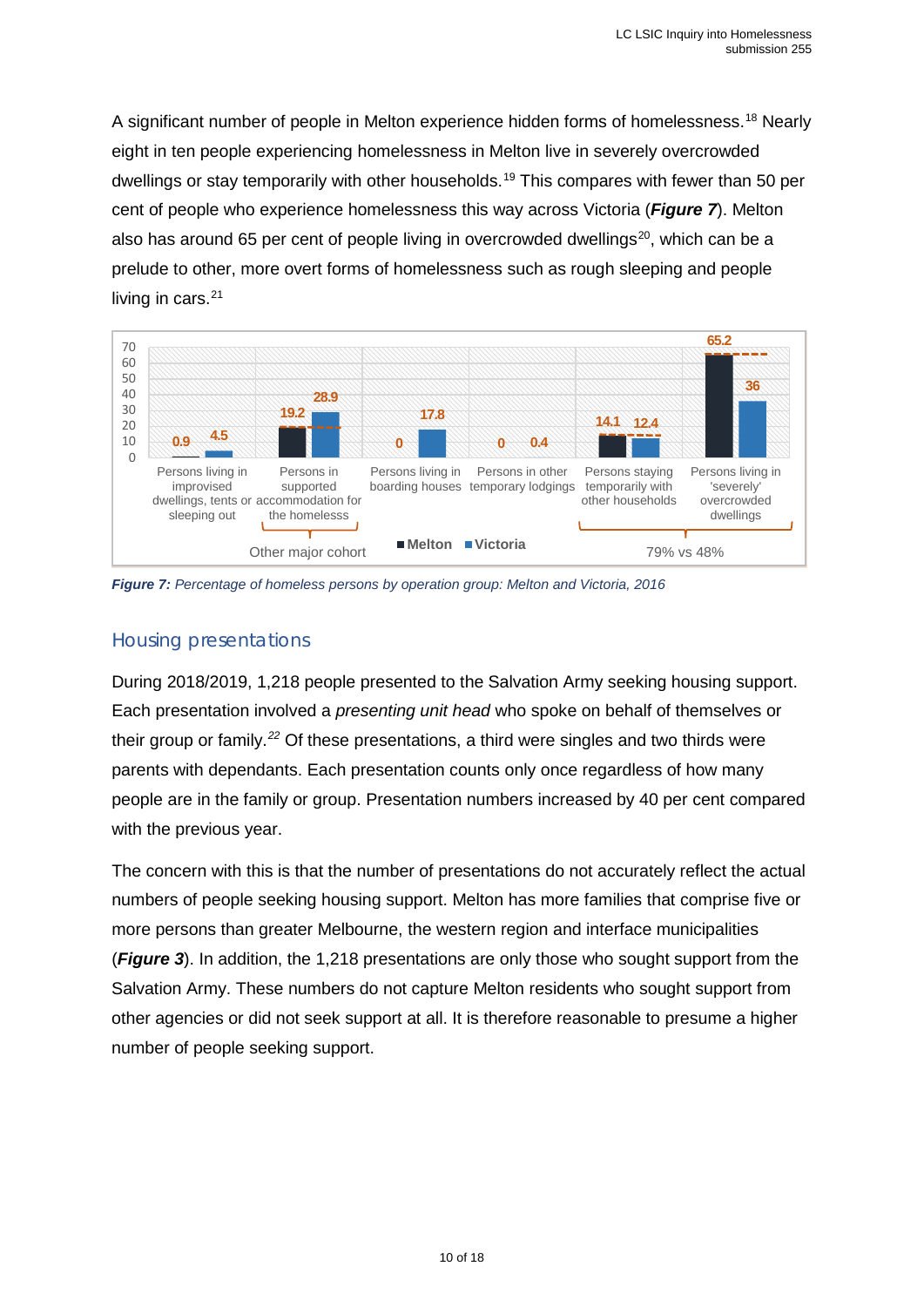A significant number of people in Melton experience hidden forms of homelessness.[18] Nearly eight in ten people experiencing homelessness in Melton live in severely overcrowded dwellings or stay temporarily with other households.[19] This compares with fewer than 50 per cent of people who experience homelessness this way across Victoria (***Figure 7***). Melton also has around 65 per cent of people living in overcrowded dwellings[20], which can be a prelude to other, more overt forms of homelessness such as rough sleeping and people living in cars.[21]

| Operation group | Melton | Victoria |
|---|---|---|
| Persons living in improvised dwellings, tents or sleeping out | 0.9 | 4.5 |
| Persons in supported accommodation for the homeless | 19.2 | 28.9 |
| Persons living in boarding houses | 0 | 17.8 |
| Persons in other temporary lodgings | 0 | 0.4 |
| Persons staying temporarily with other households | 14.1 | 12.4 |
| Persons living in 'severely' overcrowded dwellings | 65.2 | 36 |

Other major cohort: Persons living in improvised dwellings, tents or sleeping out; Persons in supported accommodation for the homeless

79% vs 48%: Persons staying temporarily with other households; Persons living in 'severely' overcrowded dwellings

***Figure 7:*** *Percentage of homeless persons by operation group: Melton and Victoria, 2016*

## Housing presentations

During 2018/2019, 1,218 people presented to the Salvation Army seeking housing support. Each presentation involved a *presenting unit head* who spoke on behalf of themselves or their group or family.[22] Of these presentations, a third were singles and two thirds were parents with dependants. Each presentation counts only once regardless of how many people are in the family or group. Presentation numbers increased by 40 per cent compared with the previous year.

The concern with this is that the number of presentations do not accurately reflect the actual numbers of people seeking housing support. Melton has more families that comprise five or more persons than greater Melbourne, the western region and interface municipalities (***Figure 3***). In addition, the 1,218 presentations are only those who sought support from the Salvation Army. These numbers do not capture Melton residents who sought support from other agencies or did not seek support at all. It is therefore reasonable to presume a higher number of people seeking support.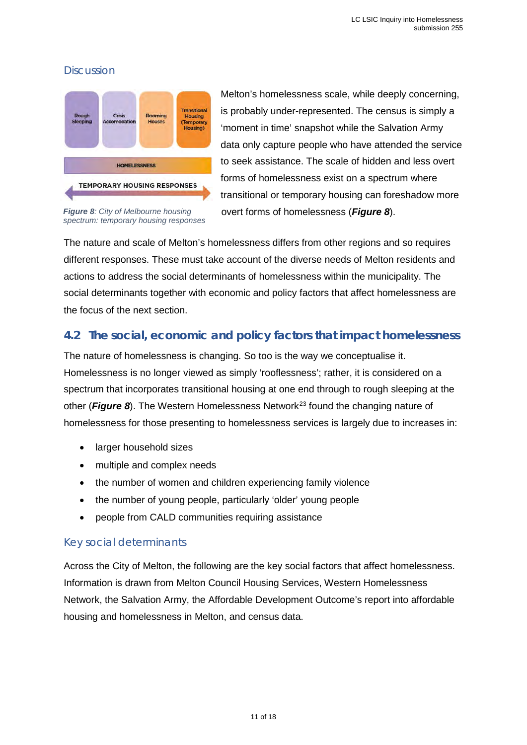## Discussion

Rough Sleeping | Crisis Accomodation | Rooming Houses | Transitional Housing (Temporary Housing)

HOMELESSNESS

TEMPORARY HOUSING RESPONSES

*Figure 8: City of Melbourne housing spectrum: temporary housing responses*

Melton's homelessness scale, while deeply concerning, is probably under-represented. The census is simply a 'moment in time' snapshot while the Salvation Army data only capture people who have attended the service to seek assistance. The scale of hidden and less overt forms of homelessness exist on a spectrum where transitional or temporary housing can foreshadow more overt forms of homelessness (***Figure 8***).

The nature and scale of Melton's homelessness differs from other regions and so requires different responses. These must take account of the diverse needs of Melton residents and actions to address the social determinants of homelessness within the municipality. The social determinants together with economic and policy factors that affect homelessness are the focus of the next section.

## 4.2 The social, economic and policy factors that impact homelessness

The nature of homelessness is changing. So too is the way we conceptualise it. Homelessness is no longer viewed as simply 'rooflessness'; rather, it is considered on a spectrum that incorporates transitional housing at one end through to rough sleeping at the other (***Figure 8***). The Western Homelessness Network[23] found the changing nature of homelessness for those presenting to homelessness services is largely due to increases in:

- larger household sizes
- multiple and complex needs
- the number of women and children experiencing family violence
- the number of young people, particularly 'older' young people
- people from CALD communities requiring assistance

### Key social determinants

Across the City of Melton, the following are the key social factors that affect homelessness. Information is drawn from Melton Council Housing Services, Western Homelessness Network, the Salvation Army, the Affordable Development Outcome's report into affordable housing and homelessness in Melton, and census data.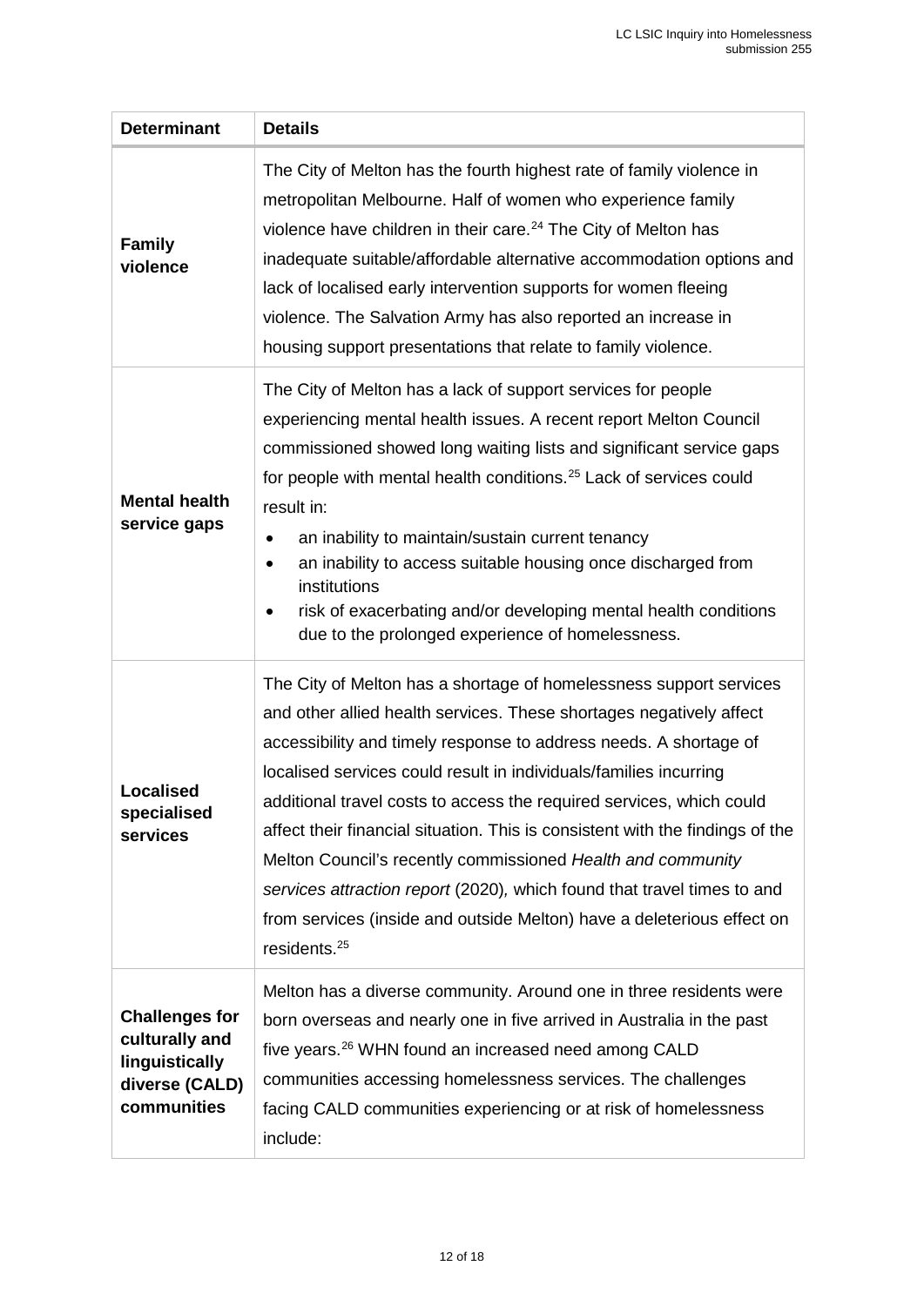| Determinant | Details |
| --- | --- |
| **Family violence** | The City of Melton has the fourth highest rate of family violence in metropolitan Melbourne. Half of women who experience family violence have children in their care.[24] The City of Melton has inadequate suitable/affordable alternative accommodation options and lack of localised early intervention supports for women fleeing violence. The Salvation Army has also reported an increase in housing support presentations that relate to family violence. |
| **Mental health service gaps** | The City of Melton has a lack of support services for people experiencing mental health issues. A recent report Melton Council commissioned showed long waiting lists and significant service gaps for people with mental health conditions.[25] Lack of services could result in:<br>• an inability to maintain/sustain current tenancy<br>• an inability to access suitable housing once discharged from institutions<br>• risk of exacerbating and/or developing mental health conditions due to the prolonged experience of homelessness. |
| **Localised specialised services** | The City of Melton has a shortage of homelessness support services and other allied health services. These shortages negatively affect accessibility and timely response to address needs. A shortage of localised services could result in individuals/families incurring additional travel costs to access the required services, which could affect their financial situation. This is consistent with the findings of the Melton Council's recently commissioned *Health and community services attraction report* (2020), which found that travel times to and from services (inside and outside Melton) have a deleterious effect on residents.[25] |
| **Challenges for culturally and linguistically diverse (CALD) communities** | Melton has a diverse community. Around one in three residents were born overseas and nearly one in five arrived in Australia in the past five years.[26] WHN found an increased need among CALD communities accessing homelessness services. The challenges facing CALD communities experiencing or at risk of homelessness include: |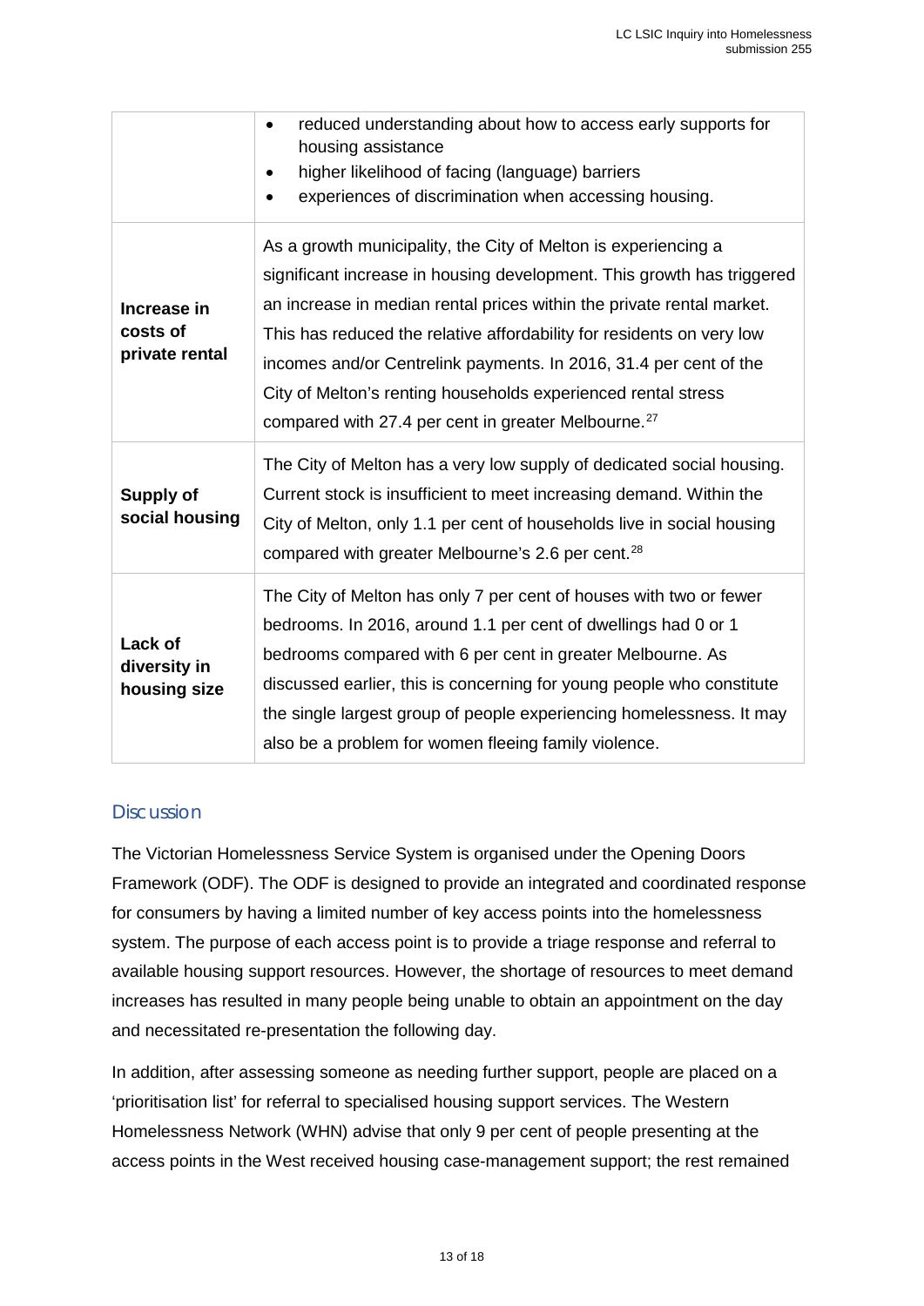| | |
|---|---|
| | • reduced understanding about how to access early supports for housing assistance<br>• higher likelihood of facing (language) barriers<br>• experiences of discrimination when accessing housing. |
| **Increase in costs of private rental** | As a growth municipality, the City of Melton is experiencing a significant increase in housing development. This growth has triggered an increase in median rental prices within the private rental market. This has reduced the relative affordability for residents on very low incomes and/or Centrelink payments. In 2016, 31.4 per cent of the City of Melton's renting households experienced rental stress compared with 27.4 per cent in greater Melbourne.[27] |
| **Supply of social housing** | The City of Melton has a very low supply of dedicated social housing. Current stock is insufficient to meet increasing demand. Within the City of Melton, only 1.1 per cent of households live in social housing compared with greater Melbourne's 2.6 per cent.[28] |
| **Lack of diversity in housing size** | The City of Melton has only 7 per cent of houses with two or fewer bedrooms. In 2016, around 1.1 per cent of dwellings had 0 or 1 bedrooms compared with 6 per cent in greater Melbourne. As discussed earlier, this is concerning for young people who constitute the single largest group of people experiencing homelessness. It may also be a problem for women fleeing family violence. |

## Discussion

The Victorian Homelessness Service System is organised under the Opening Doors Framework (ODF). The ODF is designed to provide an integrated and coordinated response for consumers by having a limited number of key access points into the homelessness system. The purpose of each access point is to provide a triage response and referral to available housing support resources. However, the shortage of resources to meet demand increases has resulted in many people being unable to obtain an appointment on the day and necessitated re-presentation the following day.

In addition, after assessing someone as needing further support, people are placed on a 'prioritisation list' for referral to specialised housing support services. The Western Homelessness Network (WHN) advise that only 9 per cent of people presenting at the access points in the West received housing case-management support; the rest remained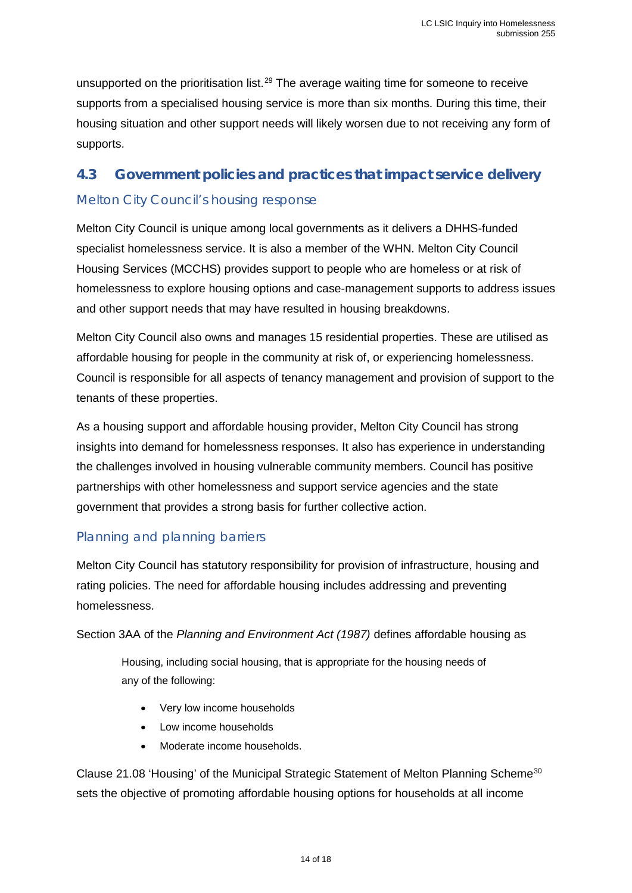unsupported on the prioritisation list.[29] The average waiting time for someone to receive supports from a specialised housing service is more than six months. During this time, their housing situation and other support needs will likely worsen due to not receiving any form of supports.

## 4.3 Government policies and practices that impact service delivery

### Melton City Council's housing response

Melton City Council is unique among local governments as it delivers a DHHS-funded specialist homelessness service. It is also a member of the WHN. Melton City Council Housing Services (MCCHS) provides support to people who are homeless or at risk of homelessness to explore housing options and case-management supports to address issues and other support needs that may have resulted in housing breakdowns.

Melton City Council also owns and manages 15 residential properties. These are utilised as affordable housing for people in the community at risk of, or experiencing homelessness. Council is responsible for all aspects of tenancy management and provision of support to the tenants of these properties.

As a housing support and affordable housing provider, Melton City Council has strong insights into demand for homelessness responses. It also has experience in understanding the challenges involved in housing vulnerable community members. Council has positive partnerships with other homelessness and support service agencies and the state government that provides a strong basis for further collective action.

### Planning and planning barriers

Melton City Council has statutory responsibility for provision of infrastructure, housing and rating policies. The need for affordable housing includes addressing and preventing homelessness.

Section 3AA of the *Planning and Environment Act (1987)* defines affordable housing as

> Housing, including social housing, that is appropriate for the housing needs of any of the following:
>
> - Very low income households
> - Low income households
> - Moderate income households.

Clause 21.08 'Housing' of the Municipal Strategic Statement of Melton Planning Scheme[30] sets the objective of promoting affordable housing options for households at all income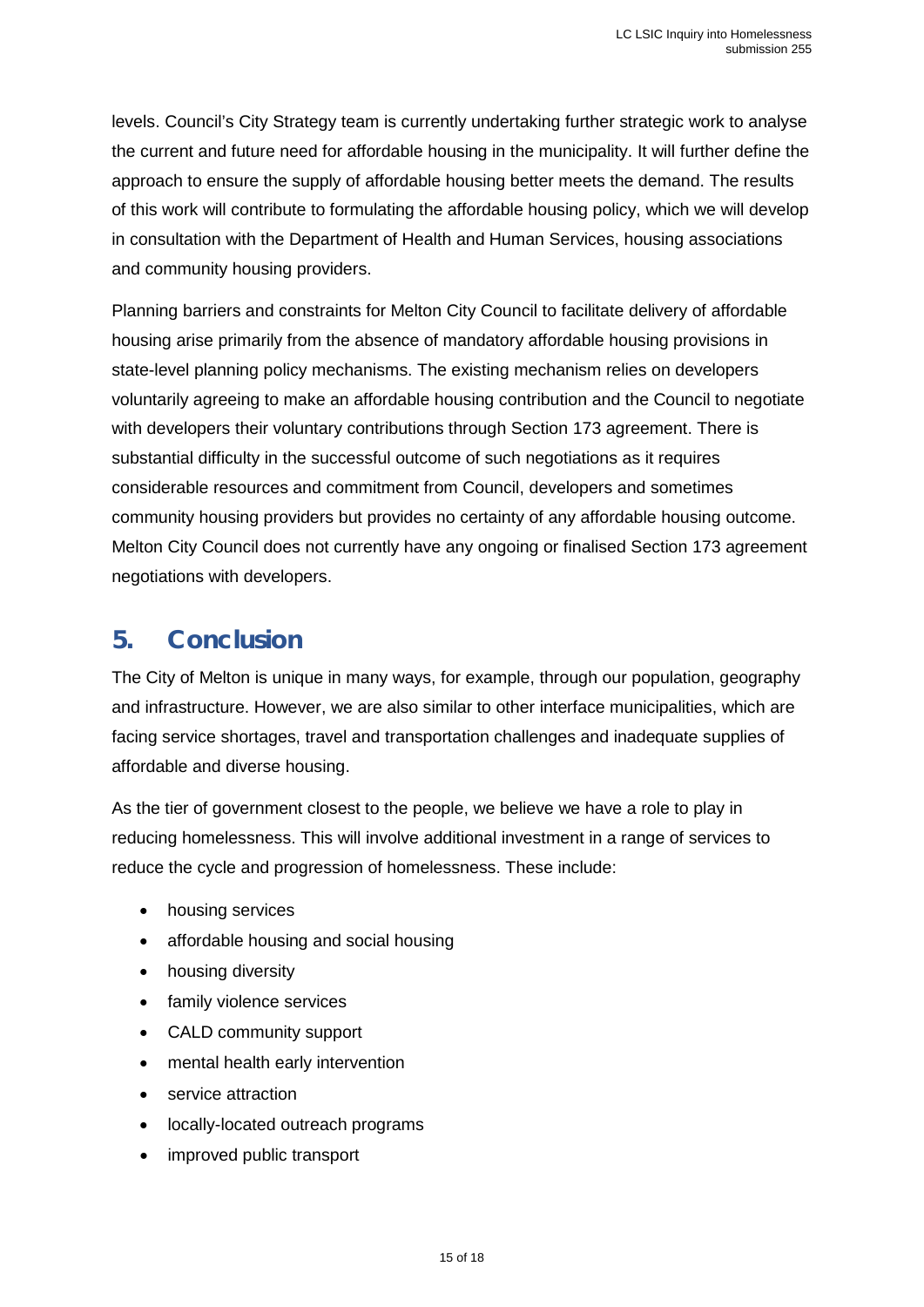levels. Council's City Strategy team is currently undertaking further strategic work to analyse the current and future need for affordable housing in the municipality. It will further define the approach to ensure the supply of affordable housing better meets the demand. The results of this work will contribute to formulating the affordable housing policy, which we will develop in consultation with the Department of Health and Human Services, housing associations and community housing providers.

Planning barriers and constraints for Melton City Council to facilitate delivery of affordable housing arise primarily from the absence of mandatory affordable housing provisions in state-level planning policy mechanisms. The existing mechanism relies on developers voluntarily agreeing to make an affordable housing contribution and the Council to negotiate with developers their voluntary contributions through Section 173 agreement. There is substantial difficulty in the successful outcome of such negotiations as it requires considerable resources and commitment from Council, developers and sometimes community housing providers but provides no certainty of any affordable housing outcome. Melton City Council does not currently have any ongoing or finalised Section 173 agreement negotiations with developers.

## 5. Conclusion

The City of Melton is unique in many ways, for example, through our population, geography and infrastructure. However, we are also similar to other interface municipalities, which are facing service shortages, travel and transportation challenges and inadequate supplies of affordable and diverse housing.

As the tier of government closest to the people, we believe we have a role to play in reducing homelessness. This will involve additional investment in a range of services to reduce the cycle and progression of homelessness. These include:

- housing services
- affordable housing and social housing
- housing diversity
- family violence services
- CALD community support
- mental health early intervention
- service attraction
- locally-located outreach programs
- improved public transport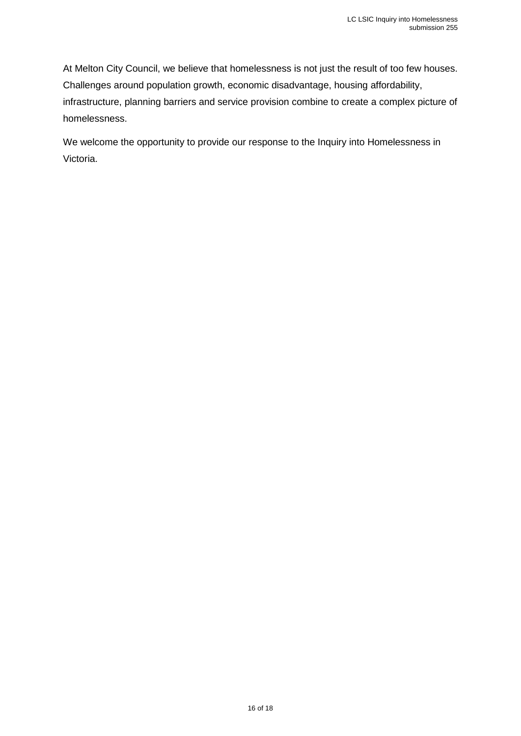At Melton City Council, we believe that homelessness is not just the result of too few houses. Challenges around population growth, economic disadvantage, housing affordability, infrastructure, planning barriers and service provision combine to create a complex picture of homelessness.

We welcome the opportunity to provide our response to the Inquiry into Homelessness in Victoria.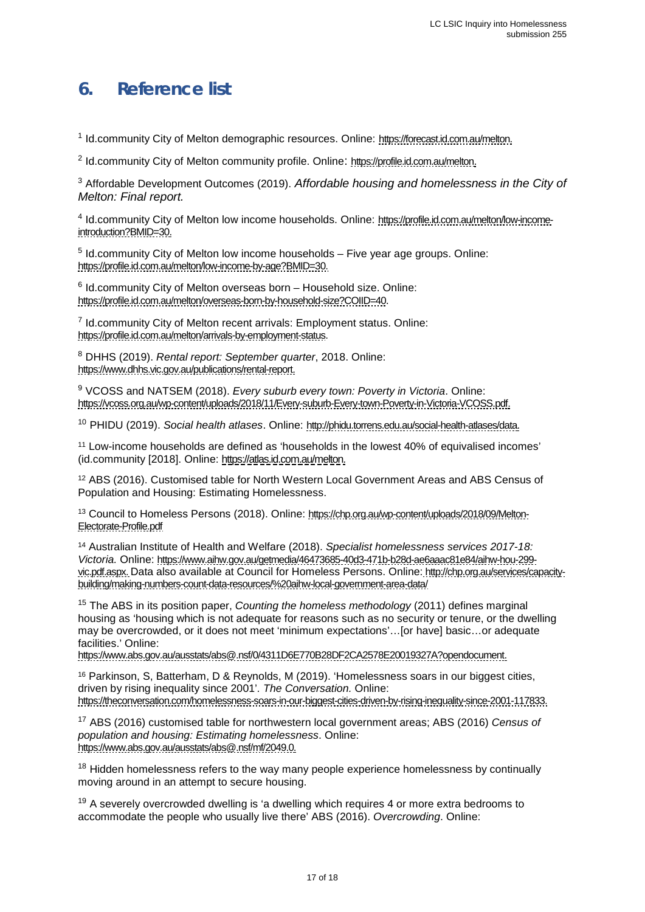# 6. Reference list

[1] Id.community City of Melton demographic resources. Online: https://forecast.id.com.au/melton.

[2] Id.community City of Melton community profile. Online: https://profile.id.com.au/melton.

[3] Affordable Development Outcomes (2019). *Affordable housing and homelessness in the City of Melton: Final report.*

[4] Id.community City of Melton low income households. Online: https://profile.id.com.au/melton/low-income-introduction?BMID=30.

[5] Id.community City of Melton low income households – Five year age groups. Online: https://profile.id.com.au/melton/low-income-by-age?BMID=30.

[6] Id.community City of Melton overseas born – Household size. Online: https://profile.id.com.au/melton/overseas-born-by-household-size?COIID=40.

[7] Id.community City of Melton recent arrivals: Employment status. Online: https://profile.id.com.au/melton/arrivals-by-employment-status.

[8] DHHS (2019). *Rental report: September quarter*, 2018. Online: https://www.dhhs.vic.gov.au/publications/rental-report.

[9] VCOSS and NATSEM (2018). *Every suburb every town: Poverty in Victoria*. Online: https://vcoss.org.au/wp-content/uploads/2018/11/Every-suburb-Every-town-Poverty-in-Victoria-VCOSS.pdf.

[10] PHIDU (2019). *Social health atlases*. Online: http://phidu.torrens.edu.au/social-health-atlases/data.

[11] Low-income households are defined as 'households in the lowest 40% of equivalised incomes' (id.community [2018]. Online: https://atlas.id.com.au/melton.

[12] ABS (2016). Customised table for North Western Local Government Areas and ABS Census of Population and Housing: Estimating Homelessness.

[13] Council to Homeless Persons (2018). Online: https://chp.org.au/wp-content/uploads/2018/09/Melton-Electorate-Profile.pdf

[14] Australian Institute of Health and Welfare (2018). *Specialist homelessness services 2017-18: Victoria.* Online: https://www.aihw.gov.au/getmedia/46473685-40d3-471b-b28d-ae6aaac81e84/aihw-hou-299-vic.pdf.aspx. Data also available at Council for Homeless Persons. Online: http://chp.org.au/services/capacity-building/making-numbers-count-data-resources/%20aihw-local-government-area-data/

[15] The ABS in its position paper, *Counting the homeless methodology* (2011) defines marginal housing as 'housing which is not adequate for reasons such as no security or tenure, or the dwelling may be overcrowded, or it does not meet 'minimum expectations'…[or have] basic…or adequate facilities.' Online: https://www.abs.gov.au/ausstats/abs@.nsf/0/4311D6E770B28DF2CA2578E20019327A?opendocument.

[16] Parkinson, S, Batterham, D & Reynolds, M (2019). 'Homelessness soars in our biggest cities, driven by rising inequality since 2001'. *The Conversation.* Online: https://theconversation.com/homelessness-soars-in-our-biggest-cities-driven-by-rising-inequality-since-2001-117833.

[17] ABS (2016) customised table for northwestern local government areas; ABS (2016) *Census of population and housing: Estimating homelessness*. Online: https://www.abs.gov.au/ausstats/abs@.nsf/mf/2049.0.

[18] Hidden homelessness refers to the way many people experience homelessness by continually moving around in an attempt to secure housing.

[19] A severely overcrowded dwelling is 'a dwelling which requires 4 or more extra bedrooms to accommodate the people who usually live there' ABS (2016). *Overcrowding*. Online: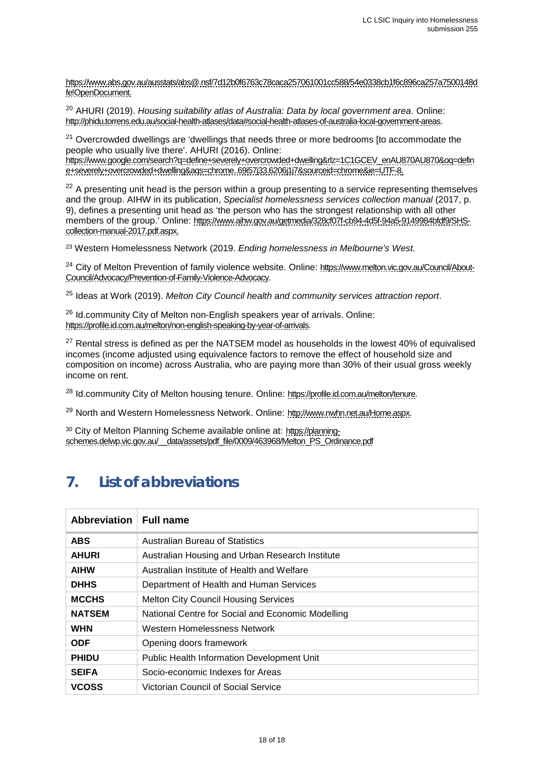https://www.abs.gov.au/ausstats/abs@.nsf/7d12b0f6763c78caca257061001cc588/54e0338cb1f6c896ca257a7500148dfe!OpenDocument.

[20] AHURI (2019). *Housing suitability atlas of Australia: Data by local government area*. Online: http://phidu.torrens.edu.au/social-health-atlases/data#social-health-atlases-of-australia-local-government-areas.

[21] Overcrowded dwellings are 'dwellings that needs three or more bedrooms [to accommodate the people who usually live there'. AHURI (2016). Online: https://www.google.com/search?q=define+severely+overcrowded+dwelling&rlz=1C1GCEV_enAU870AU870&oq=define+severely+overcrowded+dwelling&aqs=chrome..69i57j33.6206j1j7&sourceid=chrome&ie=UTF-8.

[22] A presenting unit head is the person within a group presenting to a service representing themselves and the group. AIHW in its publication, *Specialist homelessness services collection manual* (2017, p. 9), defines a presenting unit head as 'the person who has the strongest relationship with all other members of the group.' Online: https://www.aihw.gov.au/getmedia/328cf07f-cb94-4d5f-94a5-9149984bfdf9/SHS-collection-manual-2017.pdf.aspx.

[23] Western Homelessness Network (2019. *Ending homelessness in Melbourne's West.*

[24] City of Melton Prevention of family violence website. Online: https://www.melton.vic.gov.au/Council/About-Council/Advocacy/Prevention-of-Family-Violence-Advocacy.

[25] Ideas at Work (2019). *Melton City Council health and community services attraction report*.

[26] Id.community City of Melton non-English speakers year of arrivals. Online: https://profile.id.com.au/melton/non-english-speaking-by-year-of-arrivals.

[27] Rental stress is defined as per the NATSEM model as households in the lowest 40% of equivalised incomes (income adjusted using equivalence factors to remove the effect of household size and composition on income) across Australia, who are paying more than 30% of their usual gross weekly income on rent.

[28] Id.community City of Melton housing tenure. Online: https://profile.id.com.au/melton/tenure.

[29] North and Western Homelessness Network. Online: http://www.nwhn.net.au/Home.aspx.

[30] City of Melton Planning Scheme available online at: https://planning-schemes.delwp.vic.gov.au/__data/assets/pdf_file/0009/463968/Melton_PS_Ordinance.pdf

## 7. List of abbreviations

| Abbreviation | Full name |
|---|---|
| **ABS** | Australian Bureau of Statistics |
| **AHURI** | Australian Housing and Urban Research Institute |
| **AIHW** | Australian Institute of Health and Welfare |
| **DHHS** | Department of Health and Human Services |
| **MCCHS** | Melton City Council Housing Services |
| **NATSEM** | National Centre for Social and Economic Modelling |
| **WHN** | Western Homelessness Network |
| **ODF** | Opening doors framework |
| **PHIDU** | Public Health Information Development Unit |
| **SEIFA** | Socio-economic Indexes for Areas |
| **VCOSS** | Victorian Council of Social Service |